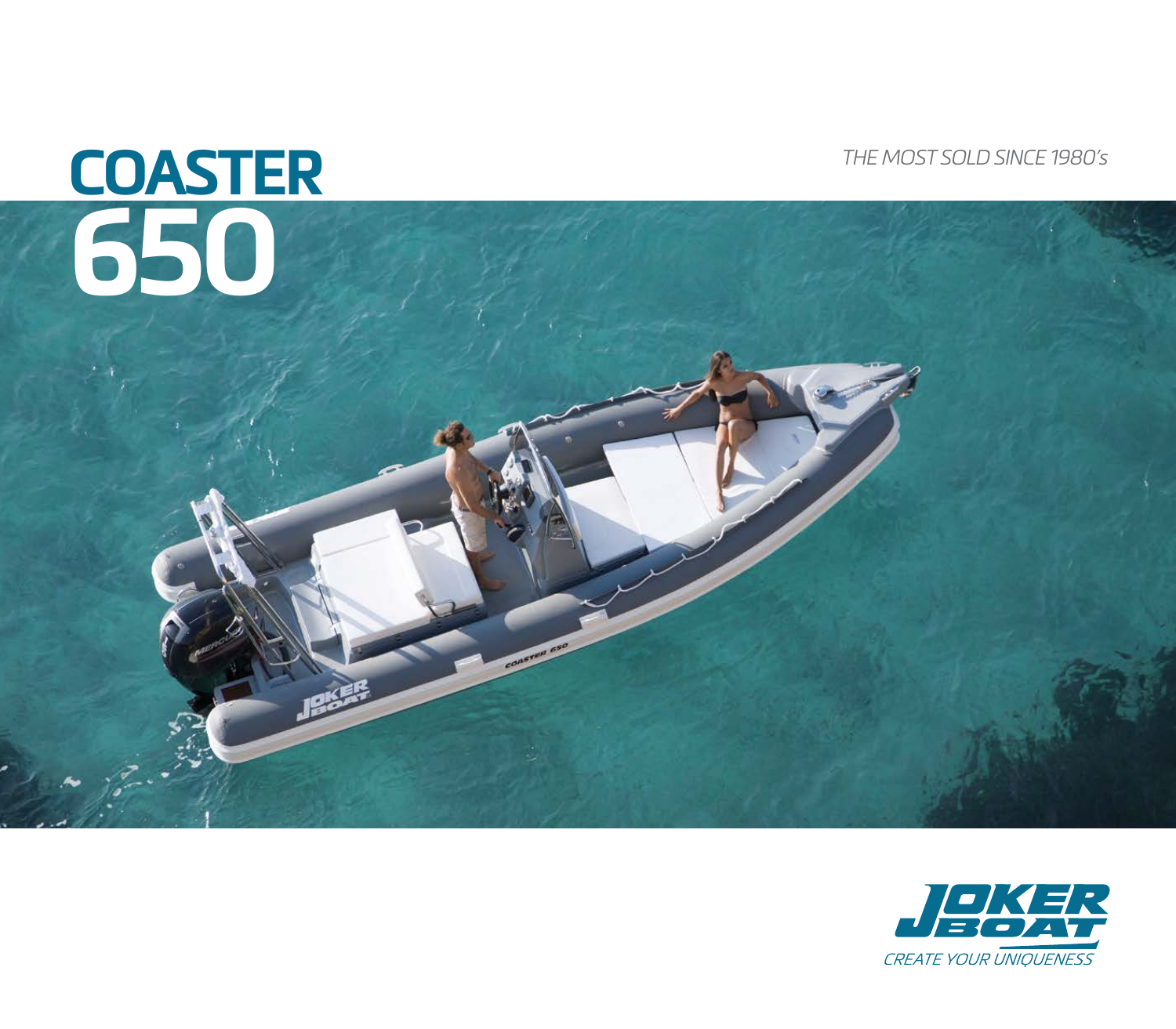# COASTER 650

*THE MOST SOLD SINCE 1980's*

JOKER BOAT

*CREATE YOUR UNIQUENESS*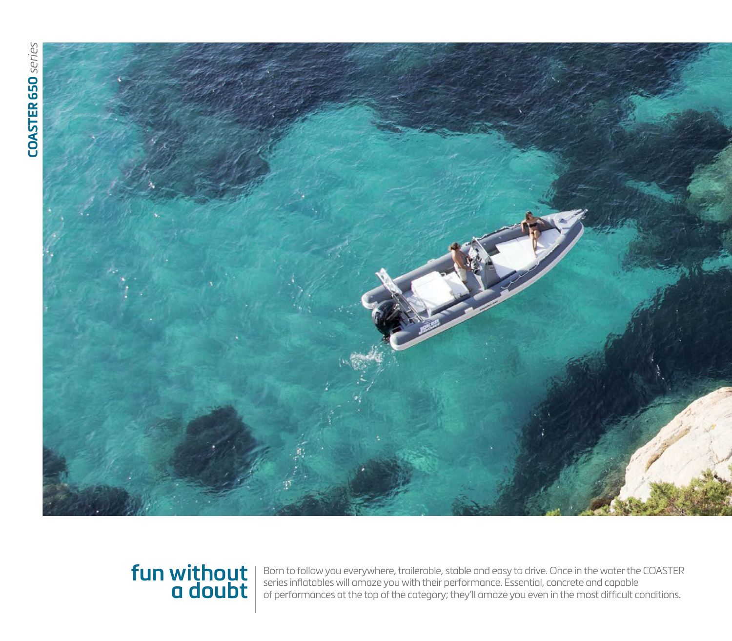# fun without a doubt

Born to follow you everywhere, trailerable, stable and easy to drive. Once in the water the COASTER series inflatables will amaze you with their performance. Essential, concrete and capable of performances at the top of the category; they'll amaze you even in the most difficult conditions.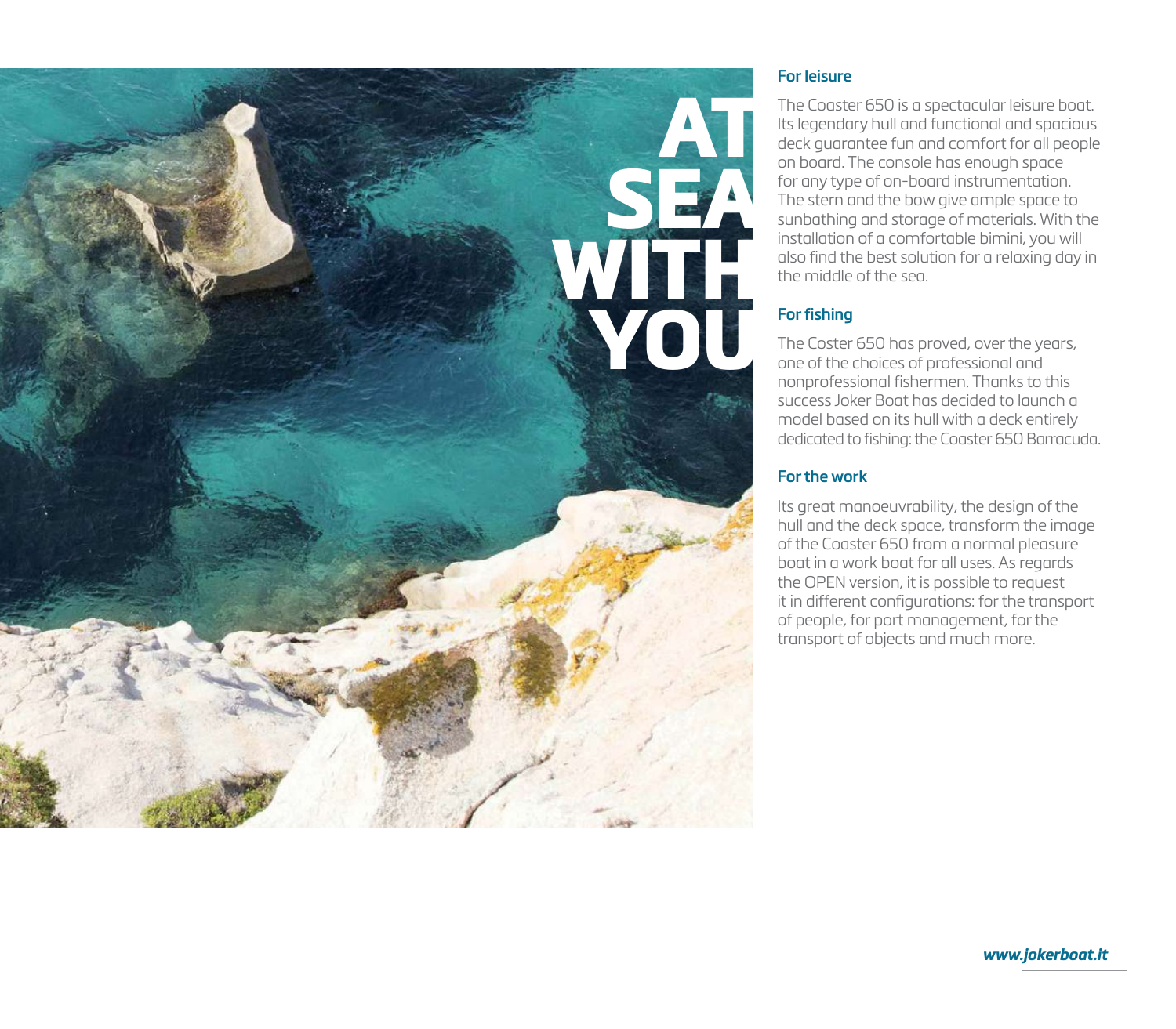# AT SEA WITH YOU

### For leisure

The Coaster 650 is a spectacular leisure boat. Its legendary hull and functional and spacious deck guarantee fun and comfort for all people on board. The console has enough space for any type of on-board instrumentation. The stern and the bow give ample space to sunbathing and storage of materials. With the installation of a comfortable bimini, you will also find the best solution for a relaxing day in the middle of the sea.

### For fishing

The Coster 650 has proved, over the years, one of the choices of professional and nonprofessional fishermen. Thanks to this success Joker Boat has decided to launch a model based on its hull with a deck entirely dedicated to fishing: the Coaster 650 Barracuda.

### For the work

Its great manoeuvrability, the design of the hull and the deck space, transform the image of the Coaster 650 from a normal pleasure boat in a work boat for all uses. As regards the OPEN version, it is possible to request it in different configurations: for the transport of people, for port management, for the transport of objects and much more.

***www.jokerboat.it***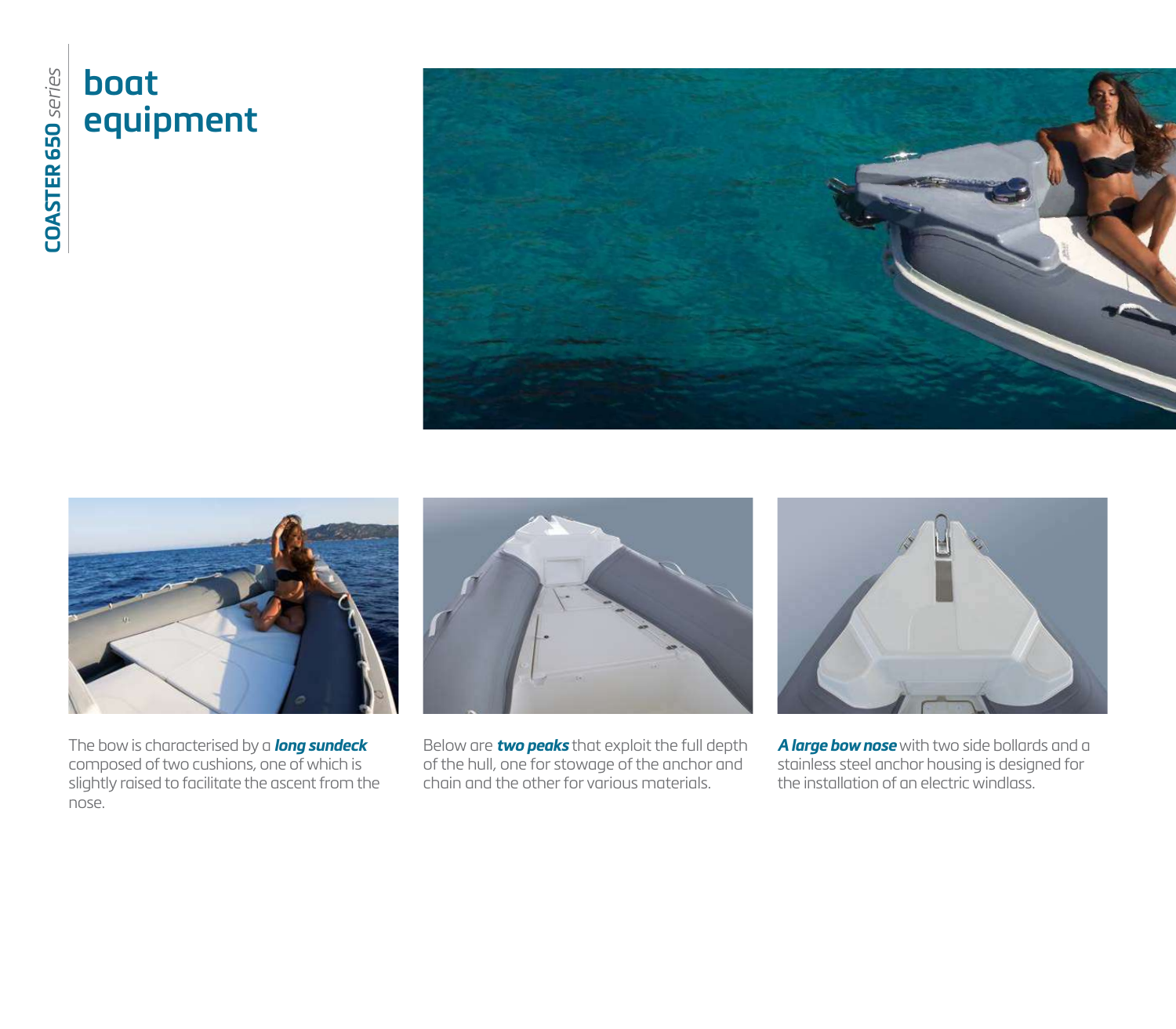# boat equipment

The bow is characterised by a ***long sundeck*** composed of two cushions, one of which is slightly raised to facilitate the ascent from the nose.

Below are ***two peaks*** that exploit the full depth of the hull, one for stowage of the anchor and chain and the other for various materials.

***A large bow nose*** with two side bollards and a stainless steel anchor housing is designed for the installation of an electric windlass.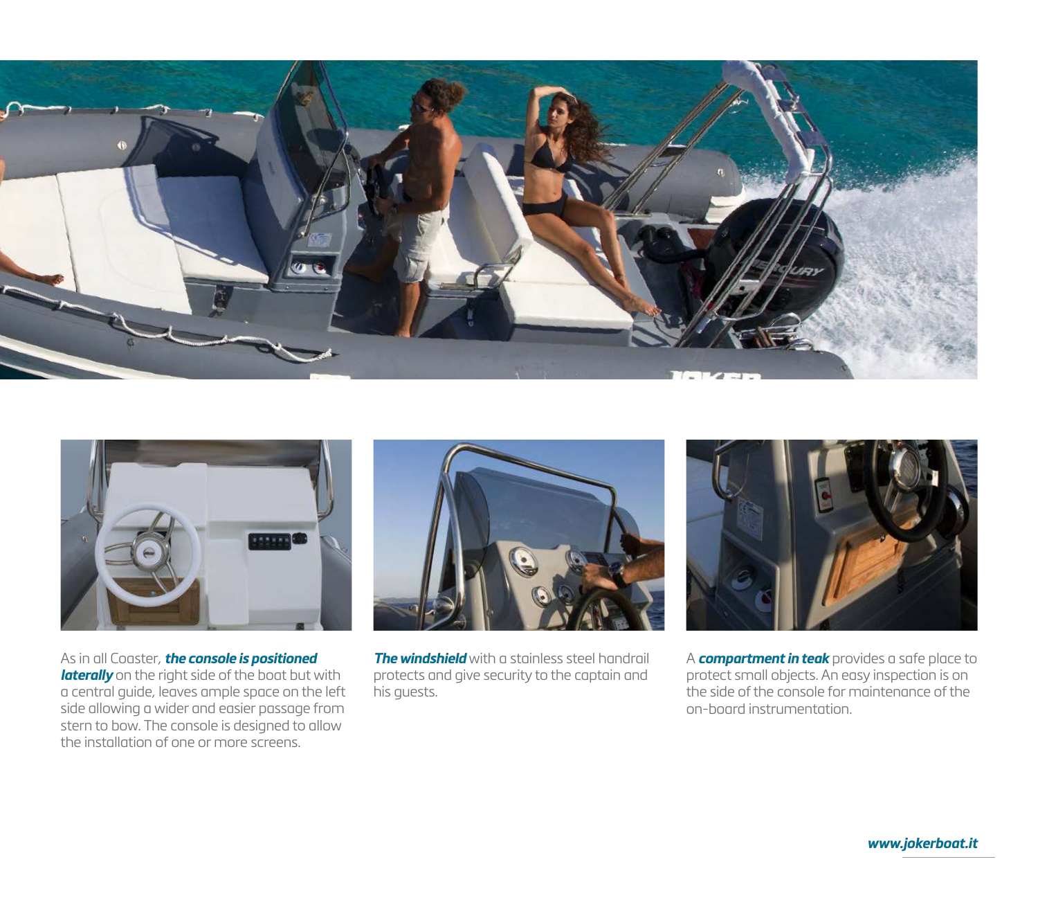As in all Coaster, ***the console is positioned laterally*** on the right side of the boat but with a central guide, leaves ample space on the left side allowing a wider and easier passage from stern to bow. The console is designed to allow the installation of one or more screens.

***The windshield*** with a stainless steel handrail protects and give security to the captain and his guests.

A ***compartment in teak*** provides a safe place to protect small objects. An easy inspection is on the side of the console for maintenance of the on-board instrumentation.

***www.jokerboat.it***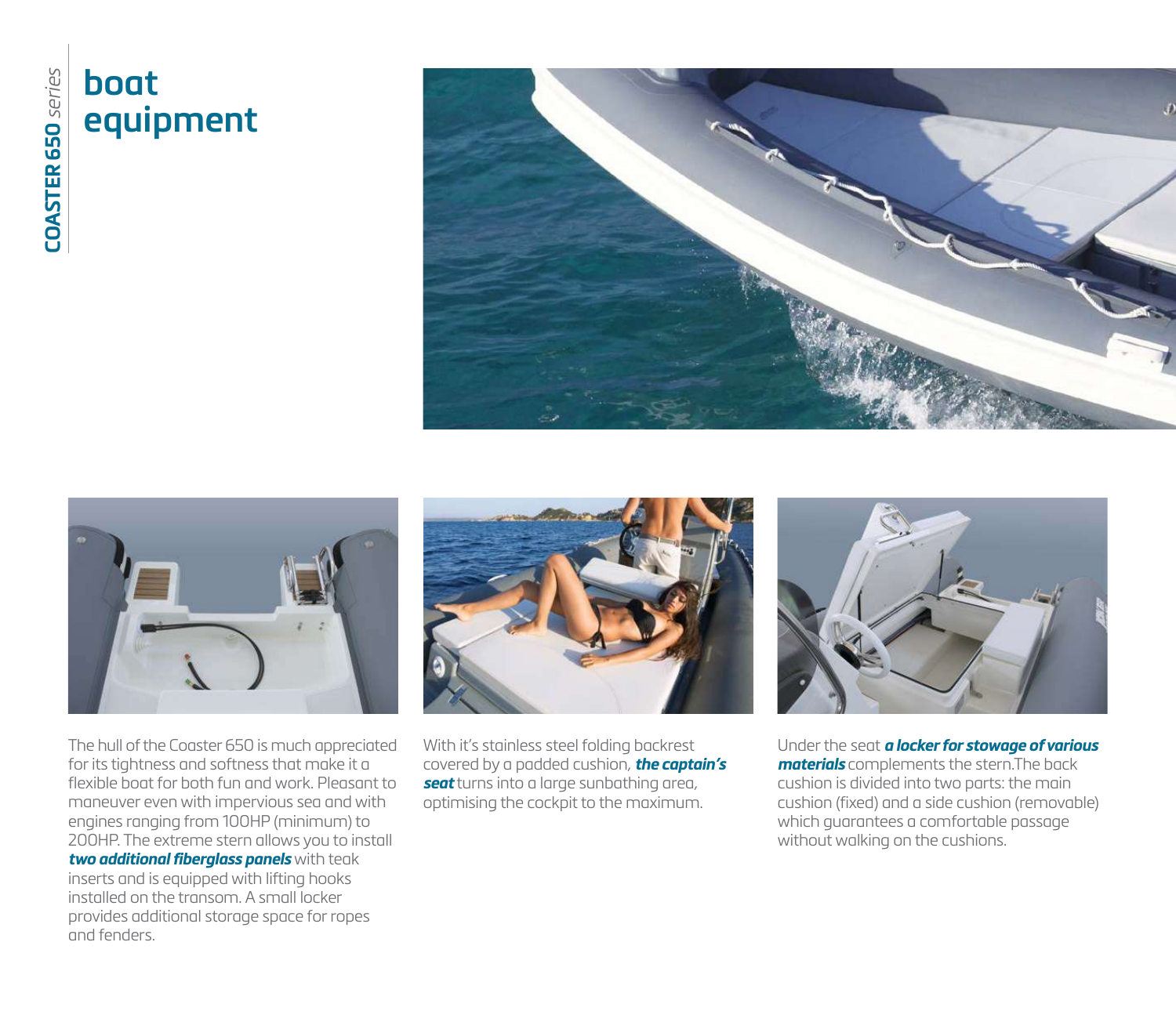# boat equipment

The hull of the Coaster 650 is much appreciated for its tightness and softness that make it a flexible boat for both fun and work. Pleasant to maneuver even with impervious sea and with engines ranging from 100HP (minimum) to 200HP. The extreme stern allows you to install ***two additional fiberglass panels*** with teak inserts and is equipped with lifting hooks installed on the transom. A small locker provides additional storage space for ropes and fenders.

With it's stainless steel folding backrest covered by a padded cushion, ***the captain's seat*** turns into a large sunbathing area, optimising the cockpit to the maximum.

Under the seat ***a locker for stowage of various materials*** complements the stern.The back cushion is divided into two parts: the main cushion (fixed) and a side cushion (removable) which guarantees a comfortable passage without walking on the cushions.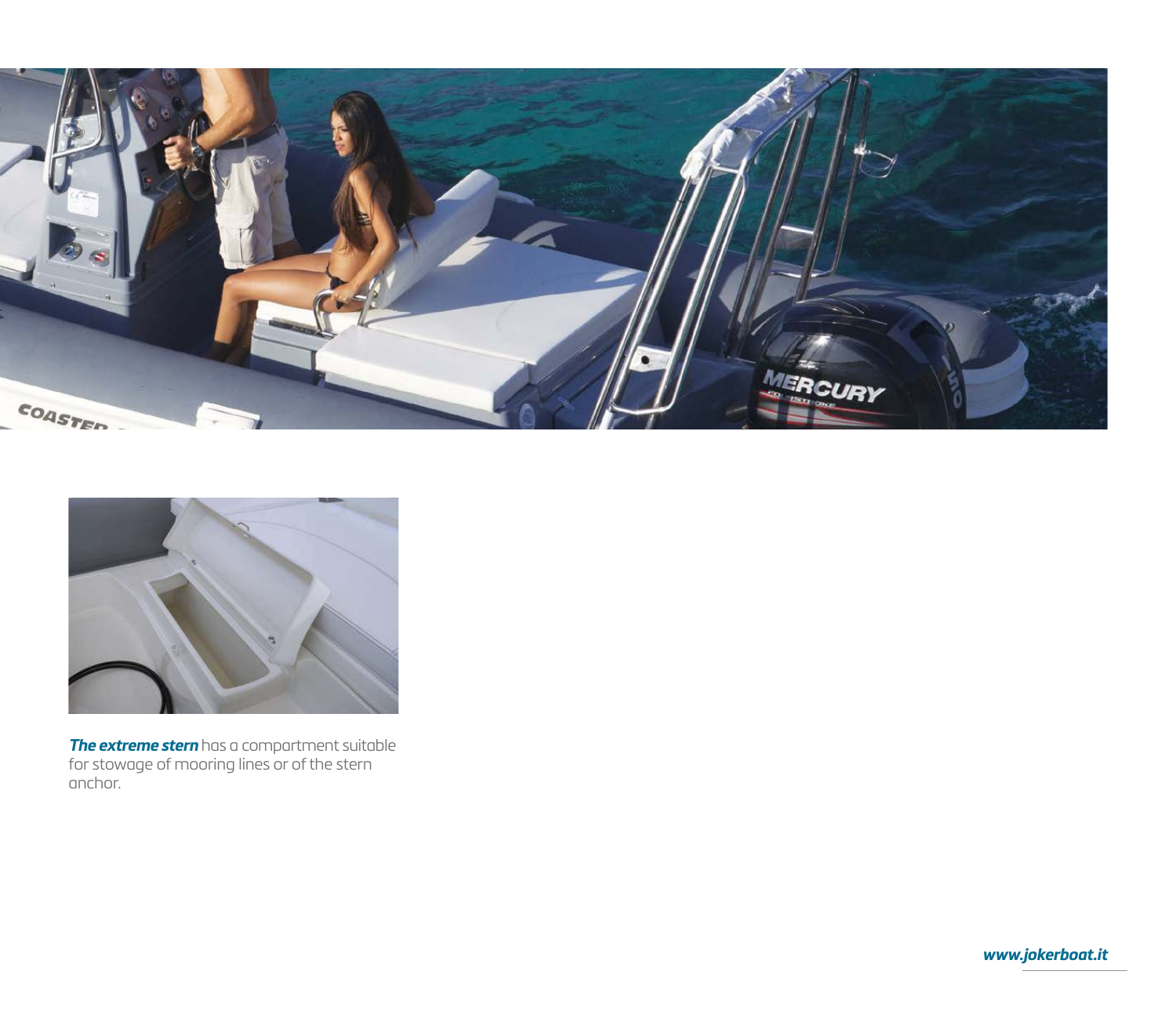***The extreme stern*** has a compartment suitable for stowage of mooring lines or of the stern anchor.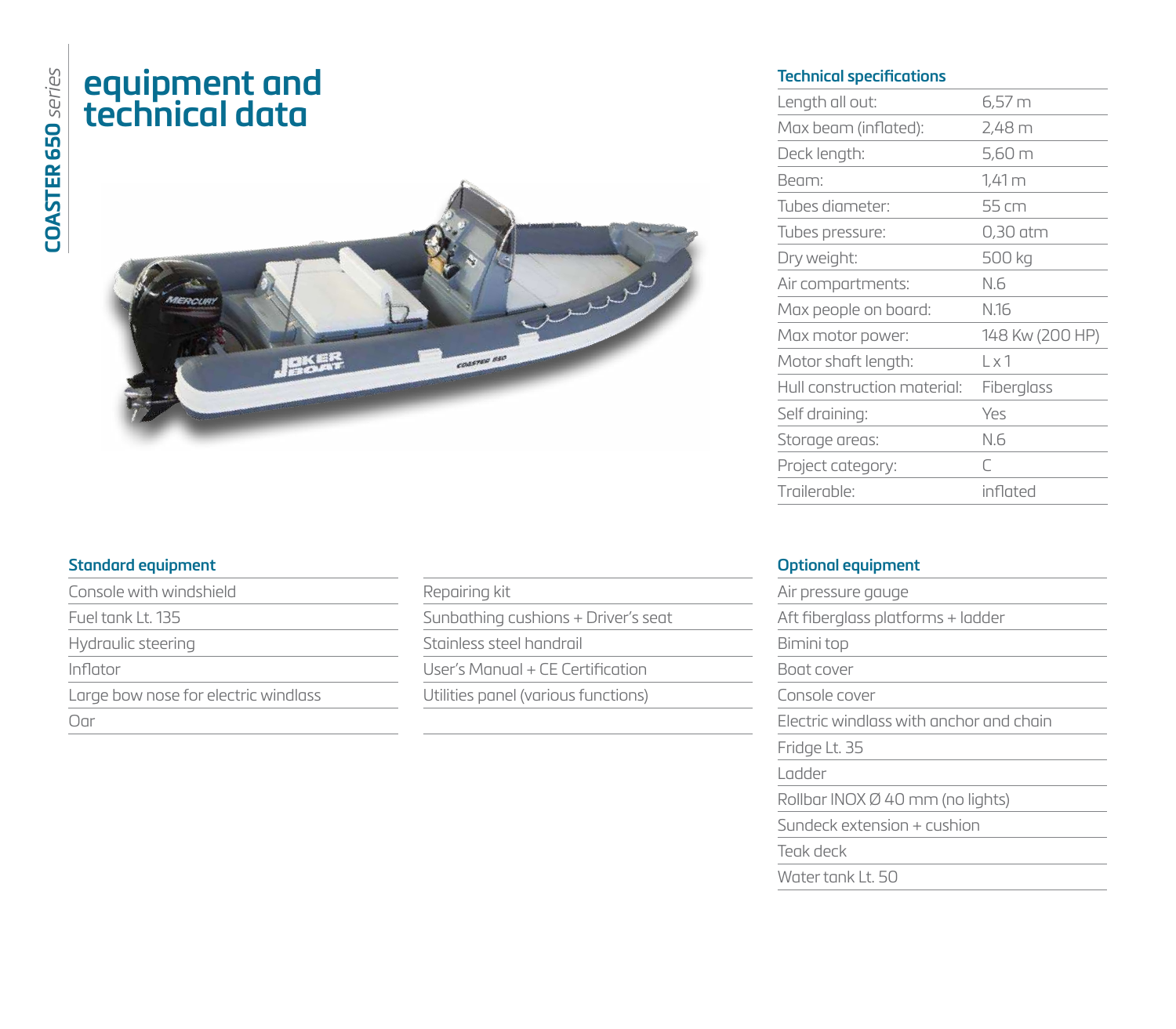COASTER 650 *series*

# equipment and technical data

## Technical specifications

| | |
|---|---|
| Length all out: | 6,57 m |
| Max beam (inflated): | 2,48 m |
| Deck length: | 5,60 m |
| Beam: | 1,41 m |
| Tubes diameter: | 55 cm |
| Tubes pressure: | 0,30 atm |
| Dry weight: | 500 kg |
| Air compartments: | N.6 |
| Max people on board: | N.16 |
| Max motor power: | 148 Kw (200 HP) |
| Motor shaft length: | L x 1 |
| Hull construction material: | Fiberglass |
| Self draining: | Yes |
| Storage areas: | N.6 |
| Project category: | C |
| Trailerable: | inflated |

## Standard equipment

- Console with windshield
- Fuel tank Lt. 135
- Hydraulic steering
- Inflator
- Large bow nose for electric windlass
- Oar
- Repairing kit
- Sunbathing cushions + Driver's seat
- Stainless steel handrail
- User's Manual + CE Certification
- Utilities panel (various functions)

## Optional equipment

- Air pressure gauge
- Aft fiberglass platforms + ladder
- Bimini top
- Boat cover
- Console cover
- Electric windlass with anchor and chain
- Fridge Lt. 35
- Ladder
- Rollbar INOX Ø 40 mm (no lights)
- Sundeck extension + cushion
- Teak deck
- Water tank Lt. 50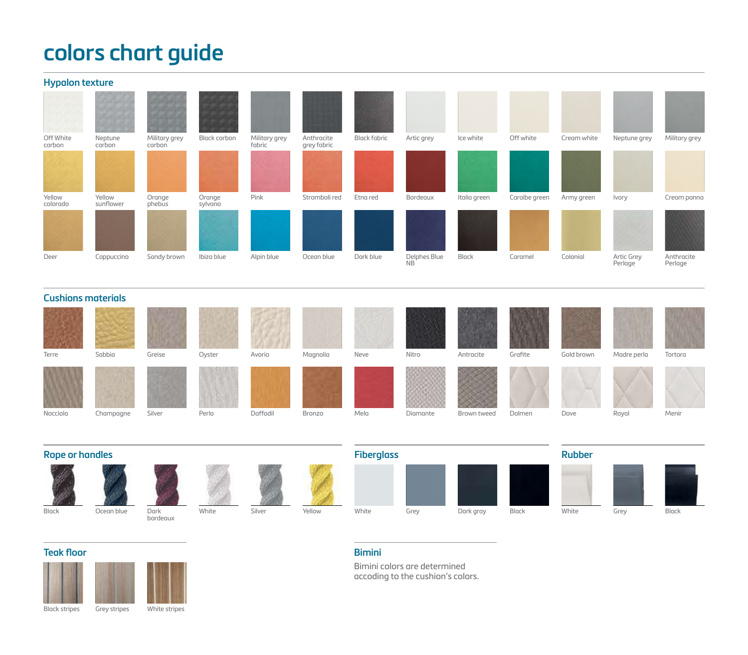# colors chart guide

## Hypalon texture

Off White carbon, Neptune carbon, Military grey carbon, Black carbon, Military grey fabric, Anthracite grey fabric, Black fabric, Artic grey, Ice white, Off white, Cream white, Neptune grey, Military grey

Yellow colorado, Yellow sunflower, Orange phebus, Orange sylvano, Pink, Stromboli red, Etna red, Bordeaux, Italia green, Caraibe green, Army green, Ivory, Cream panna

Deer, Cappuccino, Sandy brown, Ibiza blue, Alpin blue, Ocean blue, Dark blue, Delphes Blue NB, Black, Caramel, Colonial, Artic Grey Perlage, Anthracite Perlage

## Cushions materials

Terre, Sabbia, Greise, Oyster, Avorio, Magnolia, Neve, Nitro, Antracite, Grafite, Gold brown, Madre perla, Tortora

Nocciola, Champagne, Silver, Perla, Daffodil, Bronzo, Mela, Diamante, Brown tweed, Dolmen, Dove, Royal, Menir

## Rope or handles

Black, Ocean blue, Dark bordeaux, White, Silver, Yellow

## Fiberglass

White, Grey, Dark gray, Black

## Rubber

White, Grey, Black

## Teak floor

Black stripes, Grey stripes, White stripes

## Bimini

Bimini colors are determined accoding to the cushion's colors.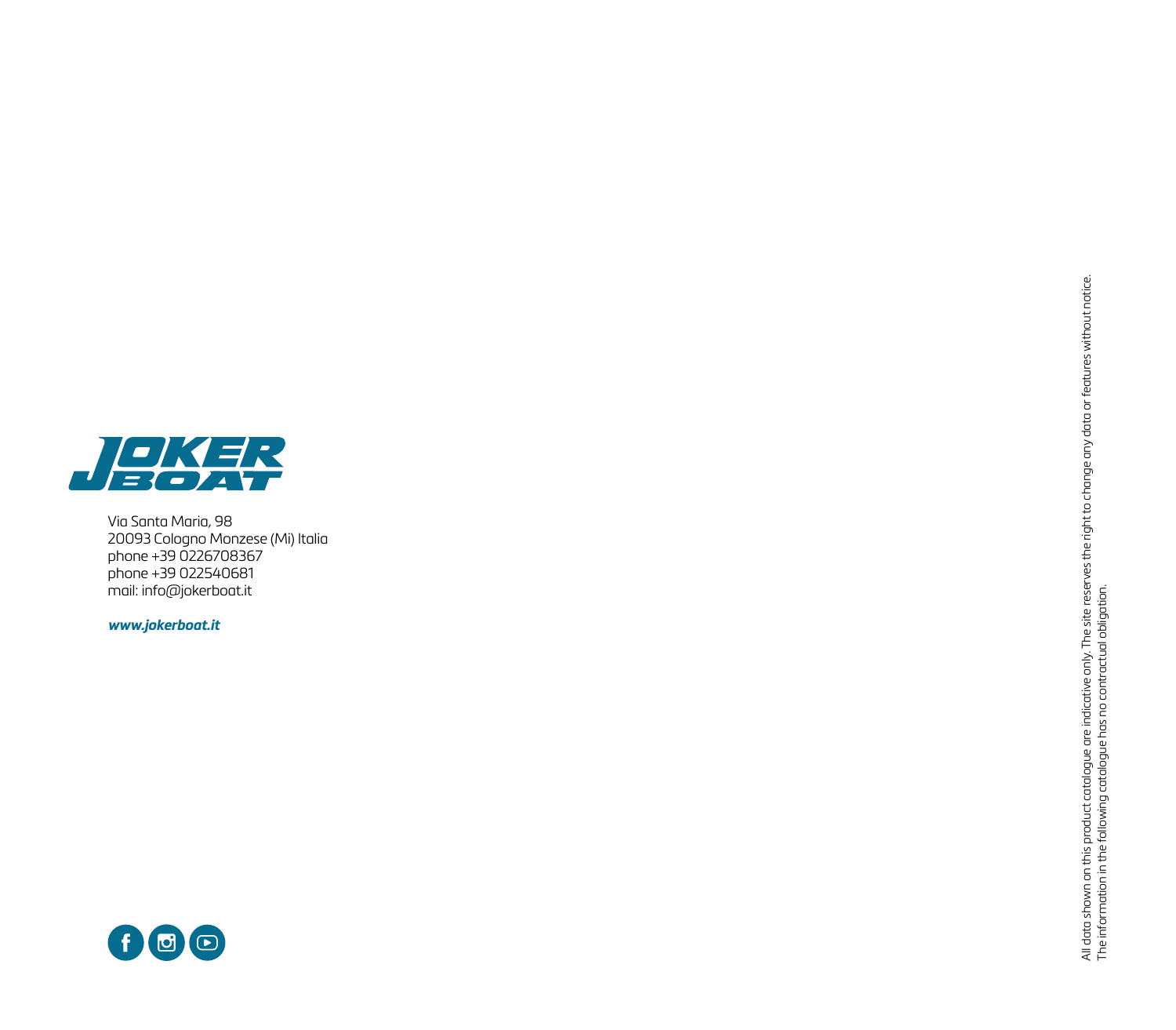Via Santa Maria, 98
20093 Cologno Monzese (Mi) Italia
phone +39 0226708367
phone +39 022540681
mail: info@jokerboat.it

***www.jokerboat.it***

All data shown on this product catalogue are indicative only. The site reserves the right to change any data or features without notice.
The information in the following catalogue has no contractual obligation.